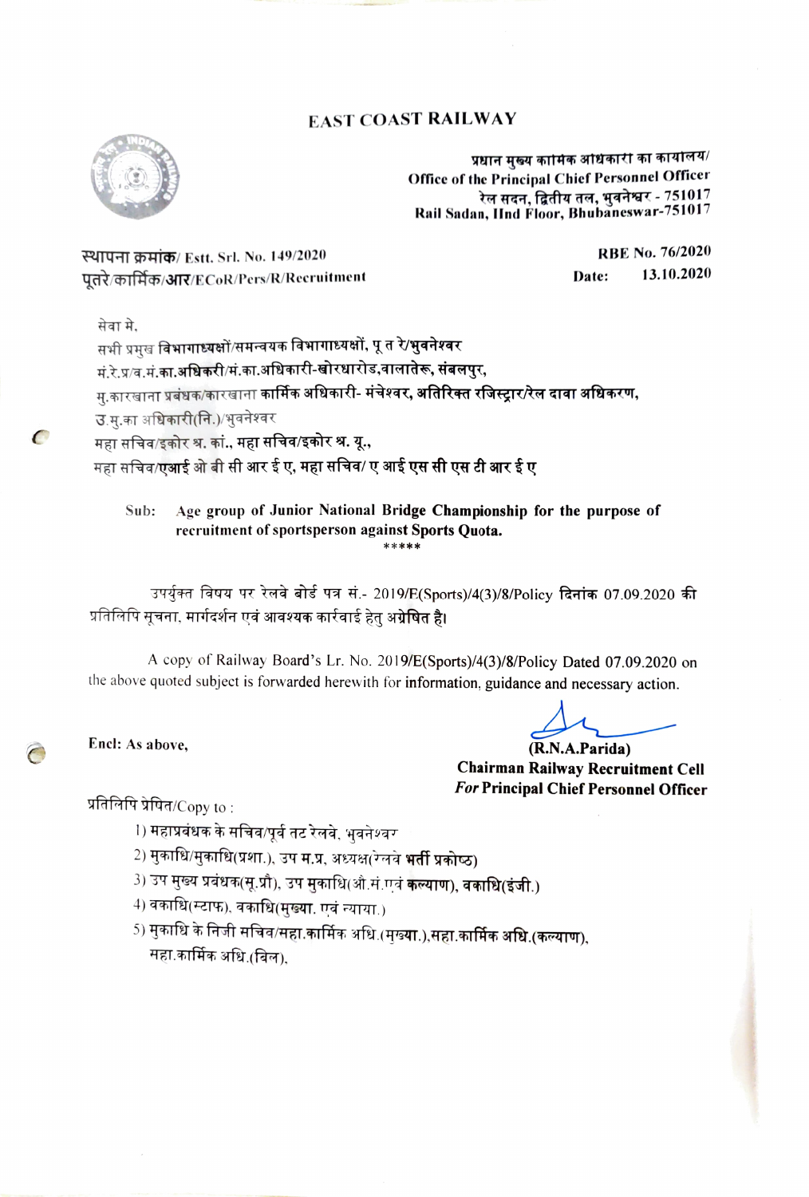# EAST COAST RAILWAY

प्रधान मुख्य कार्मिक अधिकारी का कार्यालय/
**Office of the Principal Chief Personnel Officer**
रेल सदन, द्वितीय तल, भुवनेश्वर - 751017
**Rail Sadan, IInd Floor, Bhubaneswar-751017**

स्थापना क्रमांक/ Estt. Srl. No. 149/2020 | RBE No. 76/2020
पूतरे/कार्मिक/आर/ECoR/Pers/R/Recruitment | Date: 13.10.2020

सेवा मे,
सभी प्रमुख विभागाध्यक्षों/समन्वयक विभागाध्यक्षों, पू त रे/भुवनेश्वर
मं.रे.प्र/व.मं.का.अधिकरी/मं.का.अधिकारी-खोरधारोड,वालातेरू, संबलपुर,
मु.कारखाना प्रबंधक/कारखाना कार्मिक अधिकारी- मंचेश्वर, अतिरिक्त रजिस्ट्रार/रेल दावा अधिकरण,
उ.मु.का अधिकारी(नि.)/भुवनेश्वर
महा सचिव/इकोर श्र. कां., महा सचिव/इकोर श्र. यू.,
महा सचिव/एआई ओ बी सी आर ई ए, महा सचिव/ ए आई एस सी एस टी आर ई ए

**Sub: Age group of Junior National Bridge Championship for the purpose of recruitment of sportsperson against Sports Quota.**

\*\*\*\*\*

उपर्युक्त विषय पर रेलवे बोर्ड पत्र सं.- 2019/E(Sports)/4(3)/8/Policy दिनांक 07.09.2020 की प्रतिलिपि सूचना, मार्गदर्शन एवं आवश्यक कार्रवाई हेतु अग्रेषित है।

A copy of Railway Board's Lr. No. 2019/E(Sports)/4(3)/8/Policy Dated 07.09.2020 on the above quoted subject is forwarded herewith for information, guidance and necessary action.

**Encl: As above,**

**(R.N.A.Parida)**
**Chairman Railway Recruitment Cell**
***For* Principal Chief Personnel Officer**

प्रतिलिपि प्रेषित/Copy to :

1) महाप्रबंधक के सचिव/पूर्व तट रेलवे, भुवनेश्वर
2) मुकाधि/मुकाधि(प्रशा.), उप म.प्र, अध्यक्ष(रेलवे भर्ती प्रकोष्ठ)
3) उप मुख्य प्रबंधक(सू.प्रौ), उप मुकाधि(औ.सं.एवं कल्याण), वकाधि(इंजी.)
4) वकाधि(स्टाफ), वकाधि(मुख्या. एवं न्याया.)
5) मुकाधि के निजी सचिव/सहा.कार्मिक अधि.(मुख्या.),सहा.कार्मिक अधि.(कल्याण), सहा.कार्मिक अधि.(बिल),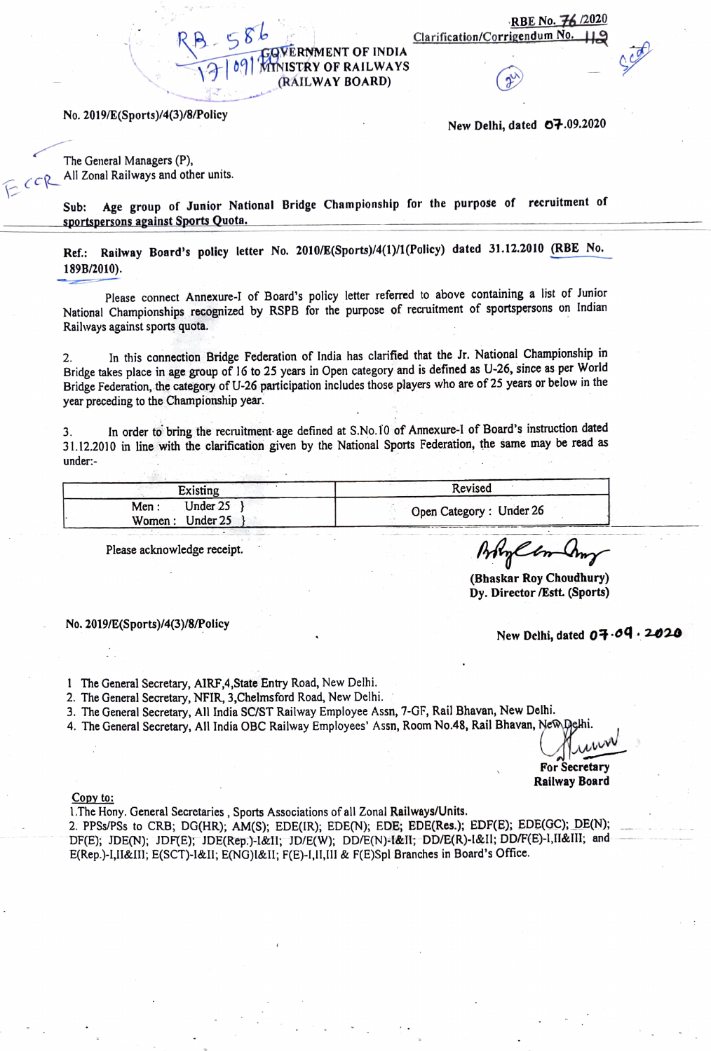RBE No. 76/2020

Clarification/Corrigendum No. 119

GOVERNMENT OF INDIA
MINISTRY OF RAILWAYS
(RAILWAY BOARD)

No. 2019/E(Sports)/4(3)/8/Policy

New Delhi, dated 07.09.2020

The General Managers (P),
All Zonal Railways and other units.

**Sub: Age group of Junior National Bridge Championship for the purpose of recruitment of sportspersons against Sports Quota.**

**Ref.: Railway Board's policy letter No. 2010/E(Sports)/4(1)/1(Policy) dated 31.12.2010 (RBE No. 189B/2010).**

Please connect Annexure-I of Board's policy letter referred to above containing a list of Junior National Championships recognized by RSPB for the purpose of recruitment of sportspersons on Indian Railways against sports quota.

2. In this connection Bridge Federation of India has clarified that the Jr. National Championship in Bridge takes place in age group of 16 to 25 years in Open category and is defined as U-26, since as per World Bridge Federation, the category of U-26 participation includes those players who are of 25 years or below in the year preceding to the Championship year.

3. In order to bring the recruitment age defined at S.No.10 of Annexure-I of Board's instruction dated 31.12.2010 in line with the clarification given by the National Sports Federation, the same may be read as under:-

| Existing | Revised |
|---|---|
| Men : Under 25 }<br>Women : Under 25 } | Open Category : Under 26 |

Please acknowledge receipt.

(Bhaskar Roy Choudhury)
Dy. Director /Estt. (Sports)

No. 2019/E(Sports)/4(3)/8/Policy

New Delhi, dated 07.09.2020

1. The General Secretary, AIRF,4,State Entry Road, New Delhi.
2. The General Secretary, NFIR, 3,Chelmsford Road, New Delhi.
3. The General Secretary, All India SC/ST Railway Employee Assn, 7-GF, Rail Bhavan, New Delhi.
4. The General Secretary, All India OBC Railway Employees' Assn, Room No.48, Rail Bhavan, New Delhi.

For Secretary
Railway Board

Copy to:

1. The Hony. General Secretaries , Sports Associations of all Zonal Railways/Units.
2. PPSs/PSs to CRB; DG(HR); AM(S); EDE(IR); EDE(N); EDE; EDE(Res.); EDF(E); EDE(GC); DE(N); DF(E); JDE(N); JDF(E); JDE(Rep.)-I&II; JD/E(W); DD/E(N)-I&II; DD/E(R)-I&II; DD/F(E)-I,II&III; and E(Rep.)-I,II&III; E(SCT)-I&II; E(NG)I&II; F(E)-I,II,III & F(E)Spl Branches in Board's Office.